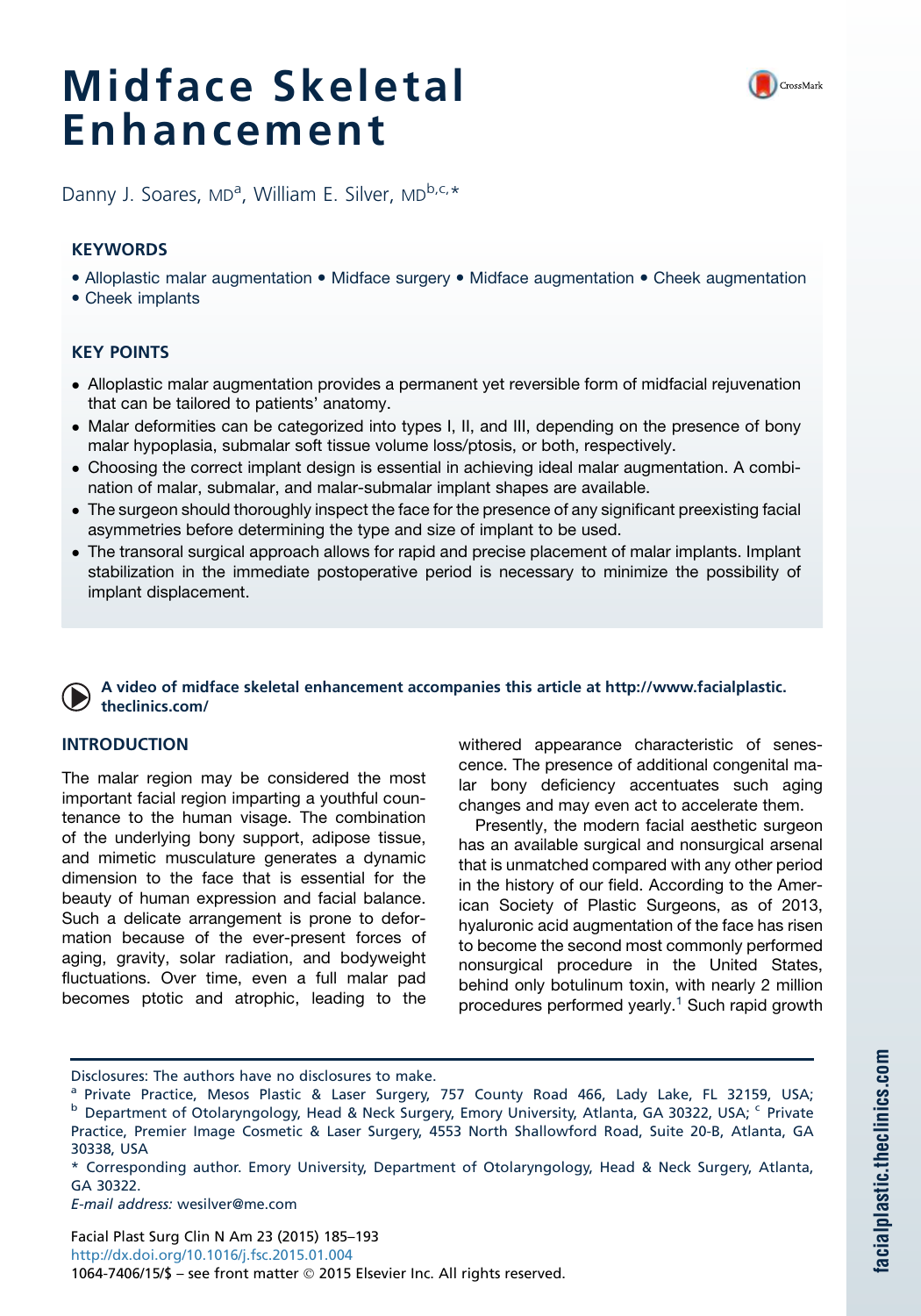# Midface Skeletal Enhancement

Danny J. Soares, MD[a], William E. Silver, MD[b,c,*]

## KEYWORDS

- Alloplastic malar augmentation • Midface surgery • Midface augmentation • Cheek augmentation
- Cheek implants

## KEY POINTS

- Alloplastic malar augmentation provides a permanent yet reversible form of midfacial rejuvenation that can be tailored to patients' anatomy.
- Malar deformities can be categorized into types I, II, and III, depending on the presence of bony malar hypoplasia, submalar soft tissue volume loss/ptosis, or both, respectively.
- Choosing the correct implant design is essential in achieving ideal malar augmentation. A combination of malar, submalar, and malar-submalar implant shapes are available.
- The surgeon should thoroughly inspect the face for the presence of any significant preexisting facial asymmetries before determining the type and size of implant to be used.
- The transoral surgical approach allows for rapid and precise placement of malar implants. Implant stabilization in the immediate postoperative period is necessary to minimize the possibility of implant displacement.

**A video of midface skeletal enhancement accompanies this article at http://www.facialplastic.theclinics.com/**

## INTRODUCTION

The malar region may be considered the most important facial region imparting a youthful countenance to the human visage. The combination of the underlying bony support, adipose tissue, and mimetic musculature generates a dynamic dimension to the face that is essential for the beauty of human expression and facial balance. Such a delicate arrangement is prone to deformation because of the ever-present forces of aging, gravity, solar radiation, and bodyweight fluctuations. Over time, even a full malar pad becomes ptotic and atrophic, leading to the withered appearance characteristic of senescence. The presence of additional congenital malar bony deficiency accentuates such aging changes and may even act to accelerate them.

Presently, the modern facial aesthetic surgeon has an available surgical and nonsurgical arsenal that is unmatched compared with any other period in the history of our field. According to the American Society of Plastic Surgeons, as of 2013, hyaluronic acid augmentation of the face has risen to become the second most commonly performed nonsurgical procedure in the United States, behind only botulinum toxin, with nearly 2 million procedures performed yearly.[1] Such rapid growth

Disclosures: The authors have no disclosures to make.

[a] Private Practice, Mesos Plastic & Laser Surgery, 757 County Road 466, Lady Lake, FL 32159, USA; [b] Department of Otolaryngology, Head & Neck Surgery, Emory University, Atlanta, GA 30322, USA; [c] Private Practice, Premier Image Cosmetic & Laser Surgery, 4553 North Shallowford Road, Suite 20-B, Atlanta, GA 30338, USA

* Corresponding author. Emory University, Department of Otolaryngology, Head & Neck Surgery, Atlanta, GA 30322.

*E-mail address:* wesilver@me.com

Facial Plast Surg Clin N Am 23 (2015) 185–193
http://dx.doi.org/10.1016/j.fsc.2015.01.004
1064-7406/15/$ – see front matter © 2015 Elsevier Inc. All rights reserved.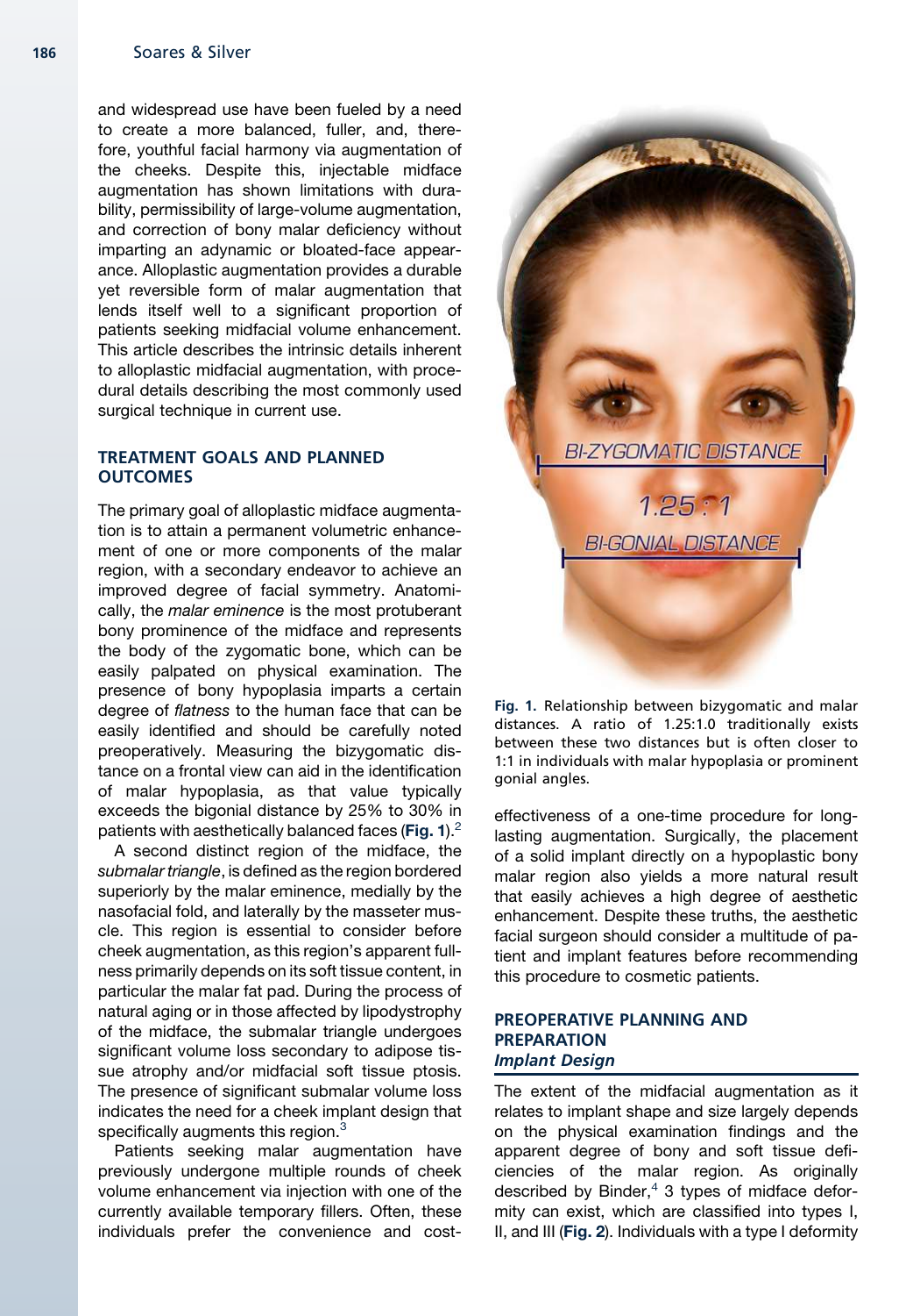and widespread use have been fueled by a need to create a more balanced, fuller, and, therefore, youthful facial harmony via augmentation of the cheeks. Despite this, injectable midface augmentation has shown limitations with durability, permissibility of large-volume augmentation, and correction of bony malar deficiency without imparting an adynamic or bloated-face appearance. Alloplastic augmentation provides a durable yet reversible form of malar augmentation that lends itself well to a significant proportion of patients seeking midfacial volume enhancement. This article describes the intrinsic details inherent to alloplastic midfacial augmentation, with procedural details describing the most commonly used surgical technique in current use.

## TREATMENT GOALS AND PLANNED OUTCOMES

The primary goal of alloplastic midface augmentation is to attain a permanent volumetric enhancement of one or more components of the malar region, with a secondary endeavor to achieve an improved degree of facial symmetry. Anatomically, the *malar eminence* is the most protuberant bony prominence of the midface and represents the body of the zygomatic bone, which can be easily palpated on physical examination. The presence of bony hypoplasia imparts a certain degree of *flatness* to the human face that can be easily identified and should be carefully noted preoperatively. Measuring the bizygomatic distance on a frontal view can aid in the identification of malar hypoplasia, as that value typically exceeds the bigonial distance by 25% to 30% in patients with aesthetically balanced faces (**Fig. 1**).[2]

A second distinct region of the midface, the *submalar triangle*, is defined as the region bordered superiorly by the malar eminence, medially by the nasofacial fold, and laterally by the masseter muscle. This region is essential to consider before cheek augmentation, as this region's apparent fullness primarily depends on its soft tissue content, in particular the malar fat pad. During the process of natural aging or in those affected by lipodystrophy of the midface, the submalar triangle undergoes significant volume loss secondary to adipose tissue atrophy and/or midfacial soft tissue ptosis. The presence of significant submalar volume loss indicates the need for a cheek implant design that specifically augments this region.[3]

Patients seeking malar augmentation have previously undergone multiple rounds of cheek volume enhancement via injection with one of the currently available temporary fillers. Often, these individuals prefer the convenience and cost-effectiveness of a one-time procedure for long-lasting augmentation. Surgically, the placement of a solid implant directly on a hypoplastic bony malar region also yields a more natural result that easily achieves a high degree of aesthetic enhancement. Despite these truths, the aesthetic facial surgeon should consider a multitude of patient and implant features before recommending this procedure to cosmetic patients.

BI-ZYGOMATIC DISTANCE

1.25 : 1

BI-GONIAL DISTANCE

**Fig. 1.** Relationship between bizygomatic and malar distances. A ratio of 1.25:1.0 traditionally exists between these two distances but is often closer to 1:1 in individuals with malar hypoplasia or prominent gonial angles.

## PREOPERATIVE PLANNING AND PREPARATION

### *Implant Design*

The extent of the midfacial augmentation as it relates to implant shape and size largely depends on the physical examination findings and the apparent degree of bony and soft tissue deficiencies of the malar region. As originally described by Binder,[4] 3 types of midface deformity can exist, which are classified into types I, II, and III (**Fig. 2**). Individuals with a type I deformity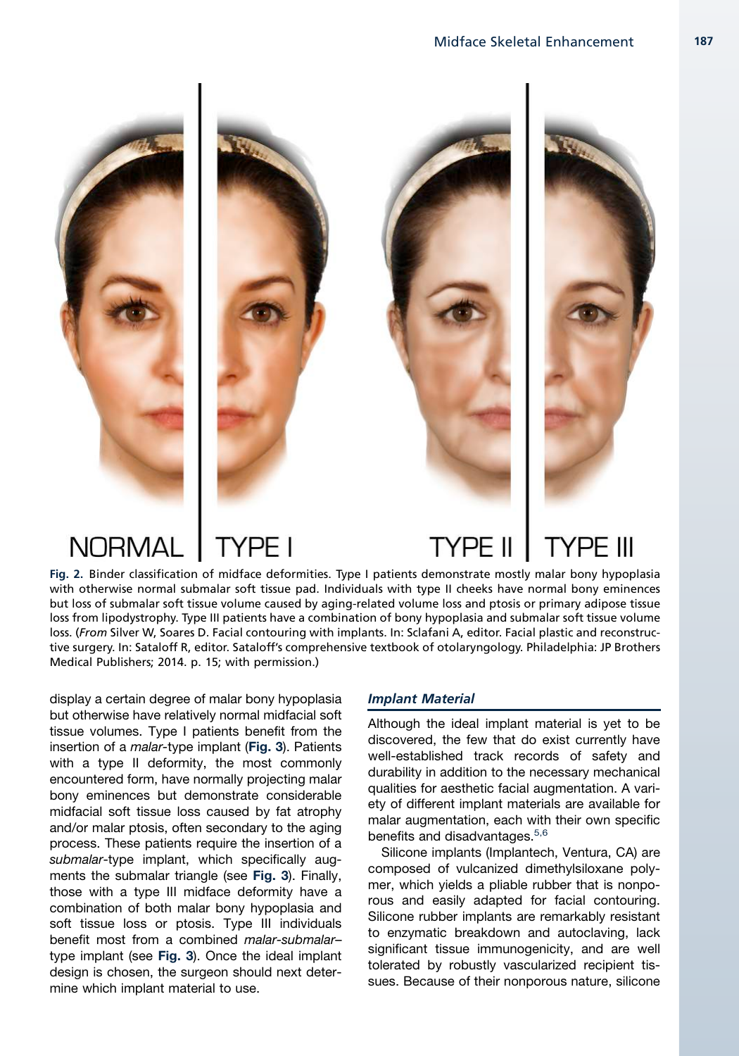NORMAL | TYPE I

TYPE II | TYPE III

**Fig. 2.** Binder classification of midface deformities. Type I patients demonstrate mostly malar bony hypoplasia with otherwise normal submalar soft tissue pad. Individuals with type II cheeks have normal bony eminences but loss of submalar soft tissue volume caused by aging-related volume loss and ptosis or primary adipose tissue loss from lipodystrophy. Type III patients have a combination of bony hypoplasia and submalar soft tissue volume loss. (*From* Silver W, Soares D. Facial contouring with implants. In: Sclafani A, editor. Facial plastic and reconstructive surgery. In: Sataloff R, editor. Sataloff's comprehensive textbook of otolaryngology. Philadelphia: JP Brothers Medical Publishers; 2014. p. 15; with permission.)

display a certain degree of malar bony hypoplasia but otherwise have relatively normal midfacial soft tissue volumes. Type I patients benefit from the insertion of a *malar*-type implant (**Fig. 3**). Patients with a type II deformity, the most commonly encountered form, have normally projecting malar bony eminences but demonstrate considerable midfacial soft tissue loss caused by fat atrophy and/or malar ptosis, often secondary to the aging process. These patients require the insertion of a *submalar*-type implant, which specifically augments the submalar triangle (see **Fig. 3**). Finally, those with a type III midface deformity have a combination of both malar bony hypoplasia and soft tissue loss or ptosis. Type III individuals benefit most from a combined *malar-submalar*–type implant (see **Fig. 3**). Once the ideal implant design is chosen, the surgeon should next determine which implant material to use.

### *Implant Material*

Although the ideal implant material is yet to be discovered, the few that do exist currently have well-established track records of safety and durability in addition to the necessary mechanical qualities for aesthetic facial augmentation. A variety of different implant materials are available for malar augmentation, each with their own specific benefits and disadvantages.[5,6]

Silicone implants (Implantech, Ventura, CA) are composed of vulcanized dimethylsiloxane polymer, which yields a pliable rubber that is nonporous and easily adapted for facial contouring. Silicone rubber implants are remarkably resistant to enzymatic breakdown and autoclaving, lack significant tissue immunogenicity, and are well tolerated by robustly vascularized recipient tissues. Because of their nonporous nature, silicone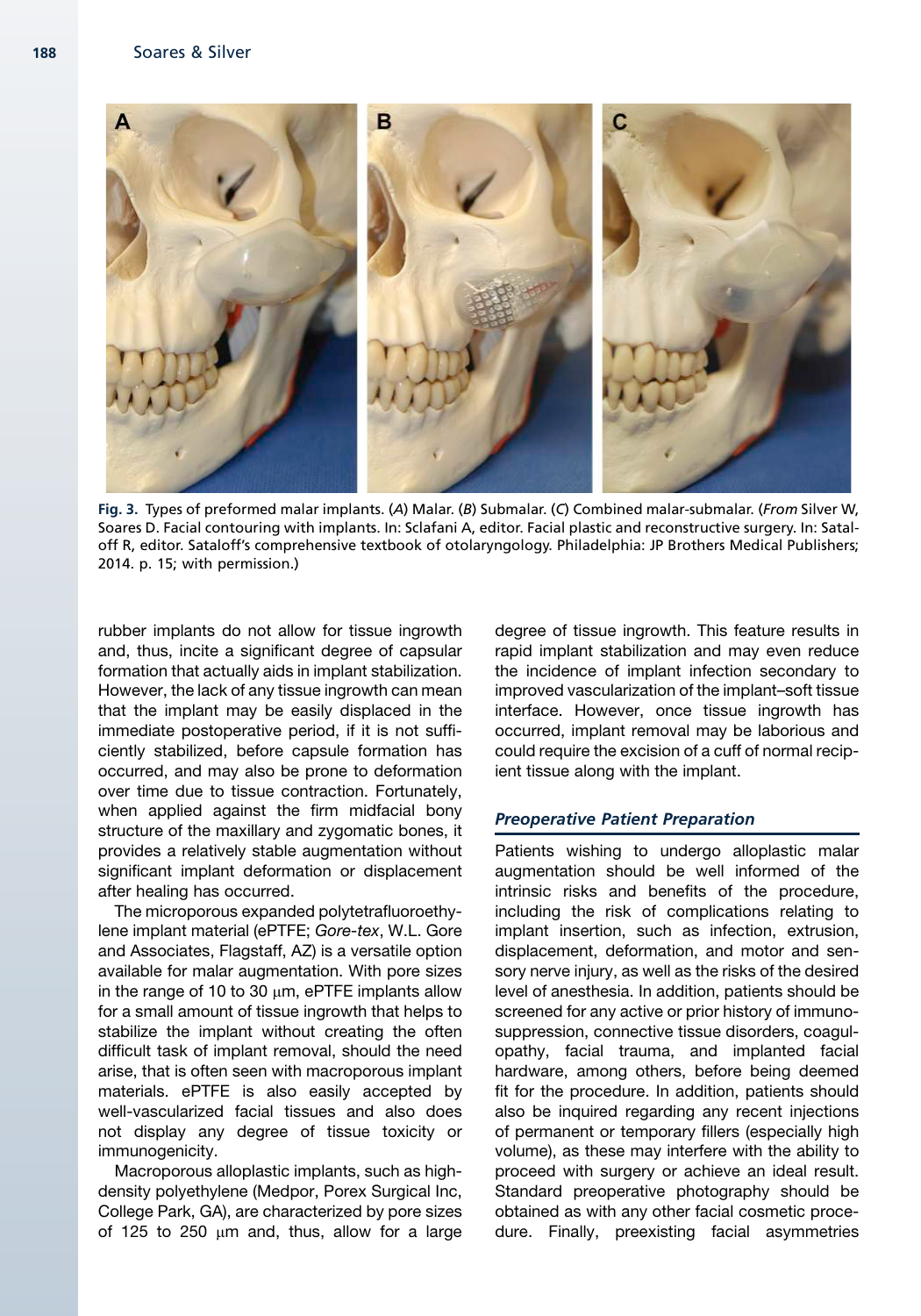Fig. 3. Types of preformed malar implants. (*A*) Malar. (*B*) Submalar. (*C*) Combined malar-submalar. (*From* Silver W, Soares D. Facial contouring with implants. In: Sclafani A, editor. Facial plastic and reconstructive surgery. In: Sataloff R, editor. Sataloff's comprehensive textbook of otolaryngology. Philadelphia: JP Brothers Medical Publishers; 2014. p. 15; with permission.)

rubber implants do not allow for tissue ingrowth and, thus, incite a significant degree of capsular formation that actually aids in implant stabilization. However, the lack of any tissue ingrowth can mean that the implant may be easily displaced in the immediate postoperative period, if it is not sufficiently stabilized, before capsule formation has occurred, and may also be prone to deformation over time due to tissue contraction. Fortunately, when applied against the firm midfacial bony structure of the maxillary and zygomatic bones, it provides a relatively stable augmentation without significant implant deformation or displacement after healing has occurred.

The microporous expanded polytetrafluoroethylene implant material (ePTFE; *Gore-tex*, W.L. Gore and Associates, Flagstaff, AZ) is a versatile option available for malar augmentation. With pore sizes in the range of 10 to 30 μm, ePTFE implants allow for a small amount of tissue ingrowth that helps to stabilize the implant without creating the often difficult task of implant removal, should the need arise, that is often seen with macroporous implant materials. ePTFE is also easily accepted by well-vascularized facial tissues and also does not display any degree of tissue toxicity or immunogenicity.

Macroporous alloplastic implants, such as high-density polyethylene (Medpor, Porex Surgical Inc, College Park, GA), are characterized by pore sizes of 125 to 250 μm and, thus, allow for a large degree of tissue ingrowth. This feature results in rapid implant stabilization and may even reduce the incidence of implant infection secondary to improved vascularization of the implant–soft tissue interface. However, once tissue ingrowth has occurred, implant removal may be laborious and could require the excision of a cuff of normal recipient tissue along with the implant.

### *Preoperative Patient Preparation*

Patients wishing to undergo alloplastic malar augmentation should be well informed of the intrinsic risks and benefits of the procedure, including the risk of complications relating to implant insertion, such as infection, extrusion, displacement, deformation, and motor and sensory nerve injury, as well as the risks of the desired level of anesthesia. In addition, patients should be screened for any active or prior history of immunosuppression, connective tissue disorders, coagulopathy, facial trauma, and implanted facial hardware, among others, before being deemed fit for the procedure. In addition, patients should also be inquired regarding any recent injections of permanent or temporary fillers (especially high volume), as these may interfere with the ability to proceed with surgery or achieve an ideal result. Standard preoperative photography should be obtained as with any other facial cosmetic procedure. Finally, preexisting facial asymmetries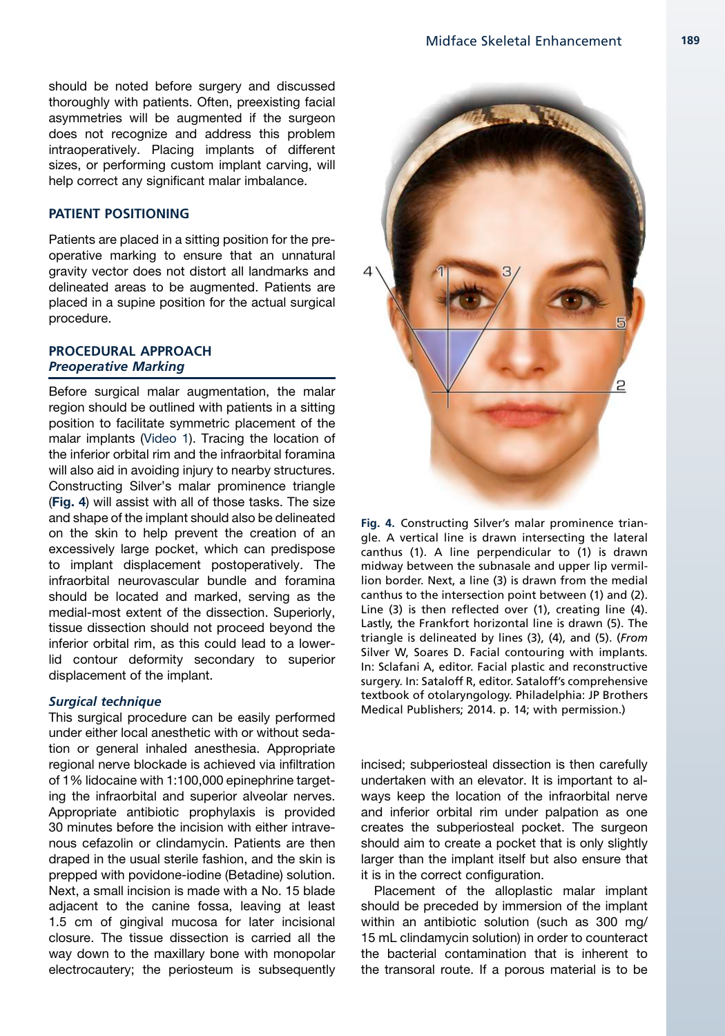should be noted before surgery and discussed thoroughly with patients. Often, preexisting facial asymmetries will be augmented if the surgeon does not recognize and address this problem intraoperatively. Placing implants of different sizes, or performing custom implant carving, will help correct any significant malar imbalance.

## PATIENT POSITIONING

Patients are placed in a sitting position for the preoperative marking to ensure that an unnatural gravity vector does not distort all landmarks and delineated areas to be augmented. Patients are placed in a supine position for the actual surgical procedure.

## PROCEDURAL APPROACH

### *Preoperative Marking*

Before surgical malar augmentation, the malar region should be outlined with patients in a sitting position to facilitate symmetric placement of the malar implants (Video 1). Tracing the location of the inferior orbital rim and the infraorbital foramina will also aid in avoiding injury to nearby structures. Constructing Silver's malar prominence triangle (**Fig. 4**) will assist with all of those tasks. The size and shape of the implant should also be delineated on the skin to help prevent the creation of an excessively large pocket, which can predispose to implant displacement postoperatively. The infraorbital neurovascular bundle and foramina should be located and marked, serving as the medial-most extent of the dissection. Superiorly, tissue dissection should not proceed beyond the inferior orbital rim, as this could lead to a lower-lid contour deformity secondary to superior displacement of the implant.

**Fig. 4.** Constructing Silver's malar prominence triangle. A vertical line is drawn intersecting the lateral canthus (1). A line perpendicular to (1) is drawn midway between the subnasale and upper lip vermillion border. Next, a line (3) is drawn from the medial canthus to the intersection point between (1) and (2). Line (3) is then reflected over (1), creating line (4). Lastly, the Frankfort horizontal line is drawn (5). The triangle is delineated by lines (3), (4), and (5). (*From* Silver W, Soares D. Facial contouring with implants. In: Sclafani A, editor. Facial plastic and reconstructive surgery. In: Sataloff R, editor. Sataloff's comprehensive textbook of otolaryngology. Philadelphia: JP Brothers Medical Publishers; 2014. p. 14; with permission.)

### *Surgical technique*

This surgical procedure can be easily performed under either local anesthetic with or without sedation or general inhaled anesthesia. Appropriate regional nerve blockade is achieved via infiltration of 1% lidocaine with 1:100,000 epinephrine targeting the infraorbital and superior alveolar nerves. Appropriate antibiotic prophylaxis is provided 30 minutes before the incision with either intravenous cefazolin or clindamycin. Patients are then draped in the usual sterile fashion, and the skin is prepped with povidone-iodine (Betadine) solution. Next, a small incision is made with a No. 15 blade adjacent to the canine fossa, leaving at least 1.5 cm of gingival mucosa for later incisional closure. The tissue dissection is carried all the way down to the maxillary bone with monopolar electrocautery; the periosteum is subsequently incised; subperiosteal dissection is then carefully undertaken with an elevator. It is important to always keep the location of the infraorbital nerve and inferior orbital rim under palpation as one creates the subperiosteal pocket. The surgeon should aim to create a pocket that is only slightly larger than the implant itself but also ensure that it is in the correct configuration.

Placement of the alloplastic malar implant should be preceded by immersion of the implant within an antibiotic solution (such as 300 mg/15 mL clindamycin solution) in order to counteract the bacterial contamination that is inherent to the transoral route. If a porous material is to be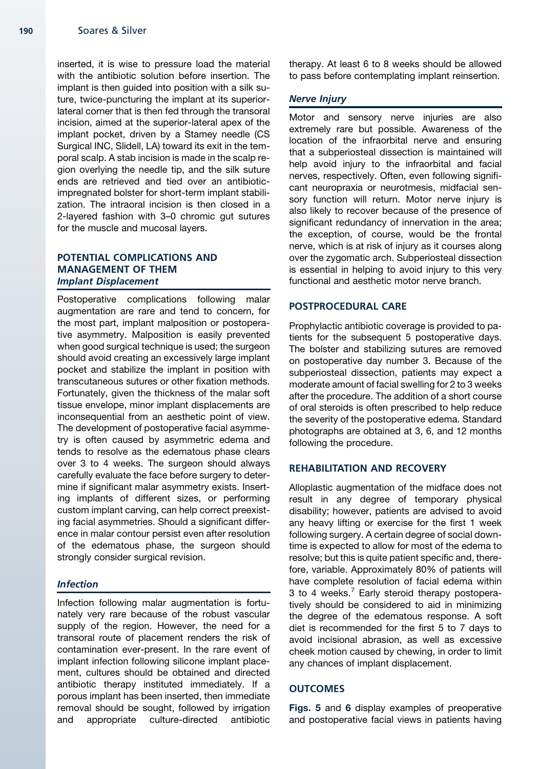inserted, it is wise to pressure load the material with the antibiotic solution before insertion. The implant is then guided into position with a silk suture, twice-puncturing the implant at its superior-lateral corner that is then fed through the transoral incision, aimed at the superior-lateral apex of the implant pocket, driven by a Stamey needle (CS Surgical INC, Slidell, LA) toward its exit in the temporal scalp. A stab incision is made in the scalp region overlying the needle tip, and the silk suture ends are retrieved and tied over an antibiotic-impregnated bolster for short-term implant stabilization. The intraoral incision is then closed in a 2-layered fashion with 3–0 chromic gut sutures for the muscle and mucosal layers.

## POTENTIAL COMPLICATIONS AND MANAGEMENT OF THEM

### *Implant Displacement*

Postoperative complications following malar augmentation are rare and tend to concern, for the most part, implant malposition or postoperative asymmetry. Malposition is easily prevented when good surgical technique is used; the surgeon should avoid creating an excessively large implant pocket and stabilize the implant in position with transcutaneous sutures or other fixation methods. Fortunately, given the thickness of the malar soft tissue envelope, minor implant displacements are inconsequential from an aesthetic point of view. The development of postoperative facial asymmetry is often caused by asymmetric edema and tends to resolve as the edematous phase clears over 3 to 4 weeks. The surgeon should always carefully evaluate the face before surgery to determine if significant malar asymmetry exists. Inserting implants of different sizes, or performing custom implant carving, can help correct preexisting facial asymmetries. Should a significant difference in malar contour persist even after resolution of the edematous phase, the surgeon should strongly consider surgical revision.

### *Infection*

Infection following malar augmentation is fortunately very rare because of the robust vascular supply of the region. However, the need for a transoral route of placement renders the risk of contamination ever-present. In the rare event of implant infection following silicone implant placement, cultures should be obtained and directed antibiotic therapy instituted immediately. If a porous implant has been inserted, then immediate removal should be sought, followed by irrigation and appropriate culture-directed antibiotic therapy. At least 6 to 8 weeks should be allowed to pass before contemplating implant reinsertion.

### *Nerve Injury*

Motor and sensory nerve injuries are also extremely rare but possible. Awareness of the location of the infraorbital nerve and ensuring that a subperiosteal dissection is maintained will help avoid injury to the infraorbital and facial nerves, respectively. Often, even following significant neuropraxia or neurotmesis, midfacial sensory function will return. Motor nerve injury is also likely to recover because of the presence of significant redundancy of innervation in the area; the exception, of course, would be the frontal nerve, which is at risk of injury as it courses along over the zygomatic arch. Subperiosteal dissection is essential in helping to avoid injury to this very functional and aesthetic motor nerve branch.

## POSTPROCEDURAL CARE

Prophylactic antibiotic coverage is provided to patients for the subsequent 5 postoperative days. The bolster and stabilizing sutures are removed on postoperative day number 3. Because of the subperiosteal dissection, patients may expect a moderate amount of facial swelling for 2 to 3 weeks after the procedure. The addition of a short course of oral steroids is often prescribed to help reduce the severity of the postoperative edema. Standard photographs are obtained at 3, 6, and 12 months following the procedure.

## REHABILITATION AND RECOVERY

Alloplastic augmentation of the midface does not result in any degree of temporary physical disability; however, patients are advised to avoid any heavy lifting or exercise for the first 1 week following surgery. A certain degree of social downtime is expected to allow for most of the edema to resolve; but this is quite patient specific and, therefore, variable. Approximately 80% of patients will have complete resolution of facial edema within 3 to 4 weeks.[7] Early steroid therapy postoperatively should be considered to aid in minimizing the degree of the edematous response. A soft diet is recommended for the first 5 to 7 days to avoid incisional abrasion, as well as excessive cheek motion caused by chewing, in order to limit any chances of implant displacement.

## OUTCOMES

**Figs. 5** and **6** display examples of preoperative and postoperative facial views in patients having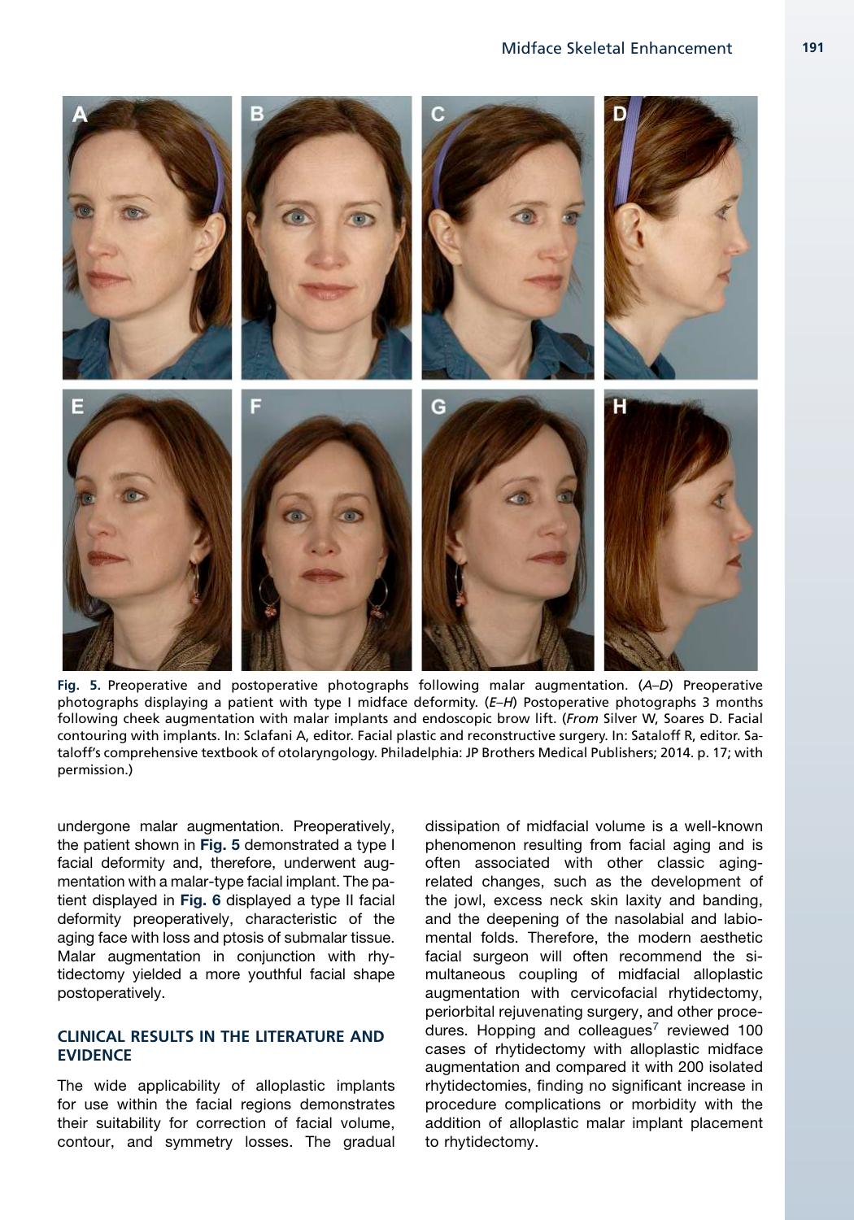Fig. 5. Preoperative and postoperative photographs following malar augmentation. (*A–D*) Preoperative photographs displaying a patient with type I midface deformity. (*E–H*) Postoperative photographs 3 months following cheek augmentation with malar implants and endoscopic brow lift. (*From* Silver W, Soares D. Facial contouring with implants. In: Sclafani A, editor. Facial plastic and reconstructive surgery. In: Sataloff R, editor. Sataloff's comprehensive textbook of otolaryngology. Philadelphia: JP Brothers Medical Publishers; 2014. p. 17; with permission.)

undergone malar augmentation. Preoperatively, the patient shown in **Fig. 5** demonstrated a type I facial deformity and, therefore, underwent augmentation with a malar-type facial implant. The patient displayed in **Fig. 6** displayed a type II facial deformity preoperatively, characteristic of the aging face with loss and ptosis of submalar tissue. Malar augmentation in conjunction with rhytidectomy yielded a more youthful facial shape postoperatively.

## CLINICAL RESULTS IN THE LITERATURE AND EVIDENCE

The wide applicability of alloplastic implants for use within the facial regions demonstrates their suitability for correction of facial volume, contour, and symmetry losses. The gradual dissipation of midfacial volume is a well-known phenomenon resulting from facial aging and is often associated with other classic aging-related changes, such as the development of the jowl, excess neck skin laxity and banding, and the deepening of the nasolabial and labiomental folds. Therefore, the modern aesthetic facial surgeon will often recommend the simultaneous coupling of midfacial alloplastic augmentation with cervicofacial rhytidectomy, periorbital rejuvenating surgery, and other procedures. Hopping and colleagues[7] reviewed 100 cases of rhytidectomy with alloplastic midface augmentation and compared it with 200 isolated rhytidectomies, finding no significant increase in procedure complications or morbidity with the addition of alloplastic malar implant placement to rhytidectomy.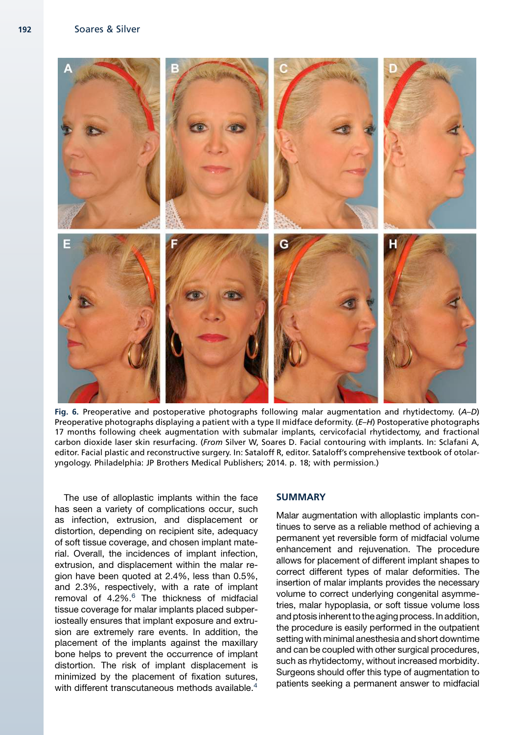**Fig. 6.** Preoperative and postoperative photographs following malar augmentation and rhytidectomy. (*A–D*) Preoperative photographs displaying a patient with a type II midface deformity. (*E–H*) Postoperative photographs 17 months following cheek augmentation with submalar implants, cervicofacial rhytidectomy, and fractional carbon dioxide laser skin resurfacing. (*From* Silver W, Soares D. Facial contouring with implants. In: Sclafani A, editor. Facial plastic and reconstructive surgery. In: Sataloff R, editor. Sataloff's comprehensive textbook of otolaryngology. Philadelphia: JP Brothers Medical Publishers; 2014. p. 18; with permission.)

The use of alloplastic implants within the face has seen a variety of complications occur, such as infection, extrusion, and displacement or distortion, depending on recipient site, adequacy of soft tissue coverage, and chosen implant material. Overall, the incidences of implant infection, extrusion, and displacement within the malar region have been quoted at 2.4%, less than 0.5%, and 2.3%, respectively, with a rate of implant removal of 4.2%.[6] The thickness of midfacial tissue coverage for malar implants placed subperiosteally ensures that implant exposure and extrusion are extremely rare events. In addition, the placement of the implants against the maxillary bone helps to prevent the occurrence of implant distortion. The risk of implant displacement is minimized by the placement of fixation sutures, with different transcutaneous methods available.[4]

## SUMMARY

Malar augmentation with alloplastic implants continues to serve as a reliable method of achieving a permanent yet reversible form of midfacial volume enhancement and rejuvenation. The procedure allows for placement of different implant shapes to correct different types of malar deformities. The insertion of malar implants provides the necessary volume to correct underlying congenital asymmetries, malar hypoplasia, or soft tissue volume loss and ptosis inherent to the aging process. In addition, the procedure is easily performed in the outpatient setting with minimal anesthesia and short downtime and can be coupled with other surgical procedures, such as rhytidectomy, without increased morbidity. Surgeons should offer this type of augmentation to patients seeking a permanent answer to midfacial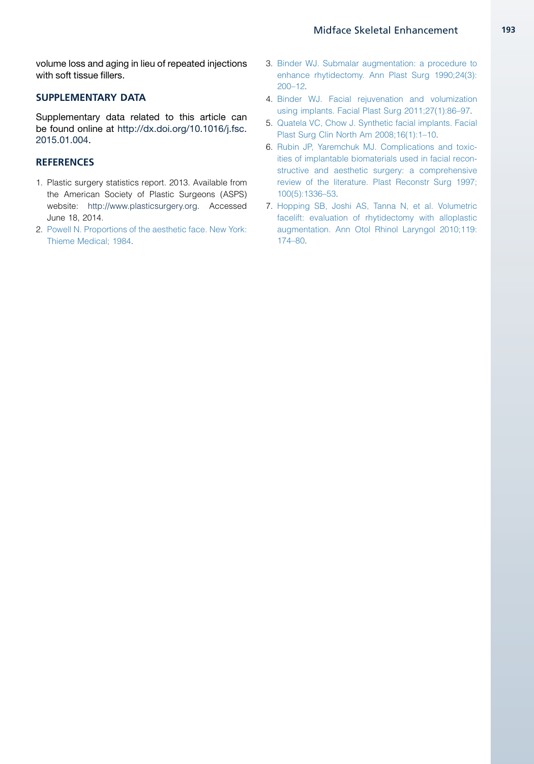volume loss and aging in lieu of repeated injections with soft tissue fillers.

## SUPPLEMENTARY DATA

Supplementary data related to this article can be found online at http://dx.doi.org/10.1016/j.fsc.2015.01.004.

## REFERENCES

1. Plastic surgery statistics report. 2013. Available from the American Society of Plastic Surgeons (ASPS) website: http://www.plasticsurgery.org. Accessed June 18, 2014.
2. Powell N. Proportions of the aesthetic face. New York: Thieme Medical; 1984.
3. Binder WJ. Submalar augmentation: a procedure to enhance rhytidectomy. Ann Plast Surg 1990;24(3): 200–12.
4. Binder WJ. Facial rejuvenation and volumization using implants. Facial Plast Surg 2011;27(1):86–97.
5. Quatela VC, Chow J. Synthetic facial implants. Facial Plast Surg Clin North Am 2008;16(1):1–10.
6. Rubin JP, Yaremchuk MJ. Complications and toxicities of implantable biomaterials used in facial reconstructive and aesthetic surgery: a comprehensive review of the literature. Plast Reconstr Surg 1997; 100(5):1336–53.
7. Hopping SB, Joshi AS, Tanna N, et al. Volumetric facelift: evaluation of rhytidectomy with alloplastic augmentation. Ann Otol Rhinol Laryngol 2010;119: 174–80.